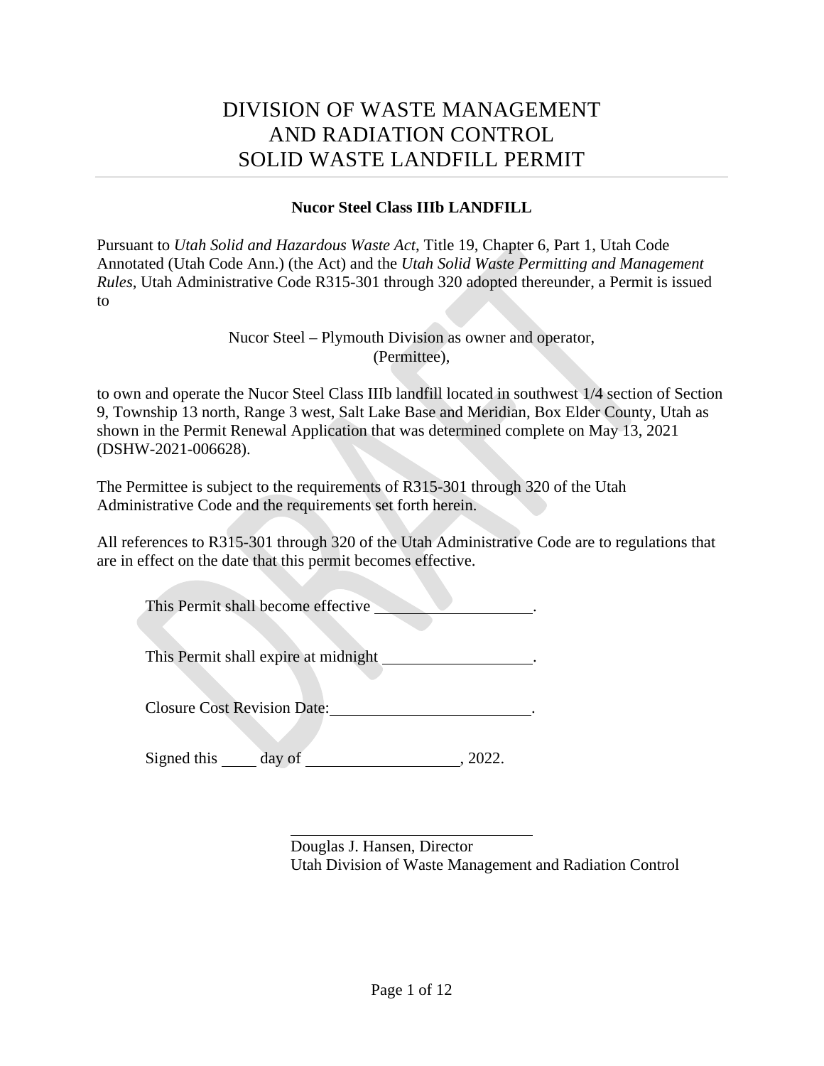# DIVISION OF WASTE MANAGEMENT AND RADIATION CONTROL SOLID WASTE LANDFILL PERMIT

**Nucor Steel Class IIIb LANDFILL**

Pursuant to *Utah Solid and Hazardous Waste Act*, Title 19, Chapter 6, Part 1, Utah Code Annotated (Utah Code Ann.) (the Act) and the *Utah Solid Waste Permitting and Management Rules*, Utah Administrative Code R315-301 through 320 adopted thereunder, a Permit is issued to

Nucor Steel – Plymouth Division as owner and operator,
(Permittee),

to own and operate the Nucor Steel Class IIIb landfill located in southwest 1/4 section of Section 9, Township 13 north, Range 3 west, Salt Lake Base and Meridian, Box Elder County, Utah as shown in the Permit Renewal Application that was determined complete on May 13, 2021 (DSHW-2021-006628).

The Permittee is subject to the requirements of R315-301 through 320 of the Utah Administrative Code and the requirements set forth herein.

All references to R315-301 through 320 of the Utah Administrative Code are to regulations that are in effect on the date that this permit becomes effective.

This Permit shall become effective ___________________.

This Permit shall expire at midnight __________________.

Closure Cost Revision Date:________________________.

Signed this ____ day of __________________, 2022.

_______________________________
Douglas J. Hansen, Director
Utah Division of Waste Management and Radiation Control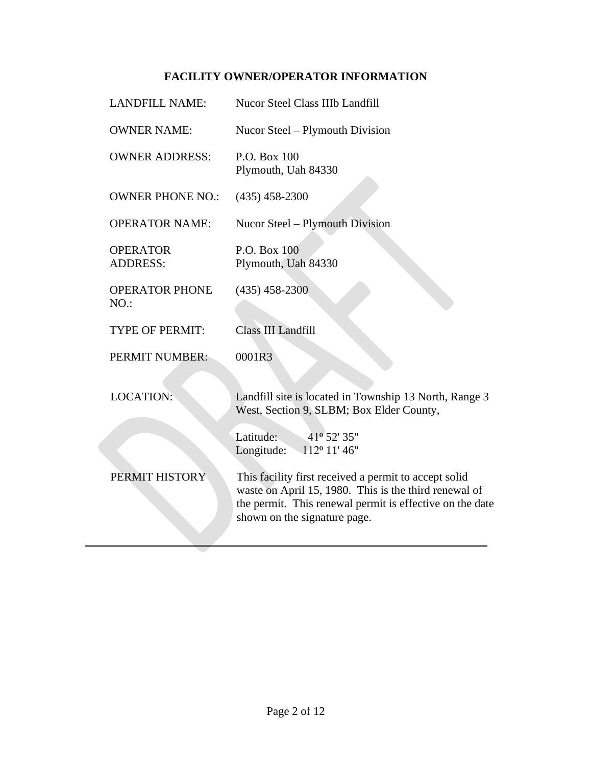# FACILITY OWNER/OPERATOR INFORMATION

| | |
|---|---|
| LANDFILL NAME: | Nucor Steel Class IIIb Landfill |
| OWNER NAME: | Nucor Steel – Plymouth Division |
| OWNER ADDRESS: | P.O. Box 100<br>Plymouth, Uah 84330 |
| OWNER PHONE NO.: | (435) 458-2300 |
| OPERATOR NAME: | Nucor Steel – Plymouth Division |
| OPERATOR ADDRESS: | P.O. Box 100<br>Plymouth, Uah 84330 |
| OPERATOR PHONE NO.: | (435) 458-2300 |
| TYPE OF PERMIT: | Class III Landfill |
| PERMIT NUMBER: | 0001R3 |
| LOCATION: | Landfill site is located in Township 13 North, Range 3 West, Section 9, SLBM; Box Elder County,<br><br>Latitude: 41º 52' 35"<br>Longitude: 112º 11' 46" |
| PERMIT HISTORY | This facility first received a permit to accept solid waste on April 15, 1980. This is the third renewal of the permit. This renewal permit is effective on the date shown on the signature page. |

---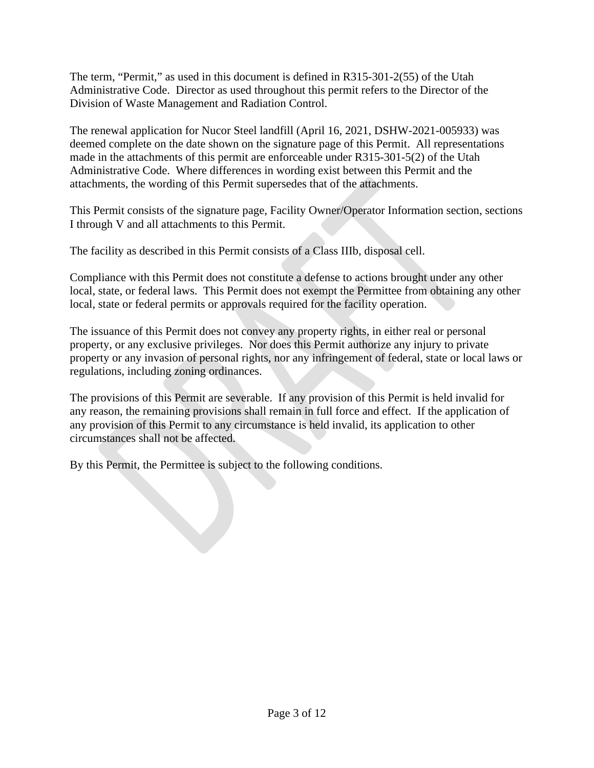The term, "Permit," as used in this document is defined in R315-301-2(55) of the Utah Administrative Code. Director as used throughout this permit refers to the Director of the Division of Waste Management and Radiation Control.

The renewal application for Nucor Steel landfill (April 16, 2021, DSHW-2021-005933) was deemed complete on the date shown on the signature page of this Permit. All representations made in the attachments of this permit are enforceable under R315-301-5(2) of the Utah Administrative Code. Where differences in wording exist between this Permit and the attachments, the wording of this Permit supersedes that of the attachments.

This Permit consists of the signature page, Facility Owner/Operator Information section, sections I through V and all attachments to this Permit.

The facility as described in this Permit consists of a Class IIIb, disposal cell.

Compliance with this Permit does not constitute a defense to actions brought under any other local, state, or federal laws. This Permit does not exempt the Permittee from obtaining any other local, state or federal permits or approvals required for the facility operation.

The issuance of this Permit does not convey any property rights, in either real or personal property, or any exclusive privileges. Nor does this Permit authorize any injury to private property or any invasion of personal rights, nor any infringement of federal, state or local laws or regulations, including zoning ordinances.

The provisions of this Permit are severable. If any provision of this Permit is held invalid for any reason, the remaining provisions shall remain in full force and effect. If the application of any provision of this Permit to any circumstance is held invalid, its application to other circumstances shall not be affected.

By this Permit, the Permittee is subject to the following conditions.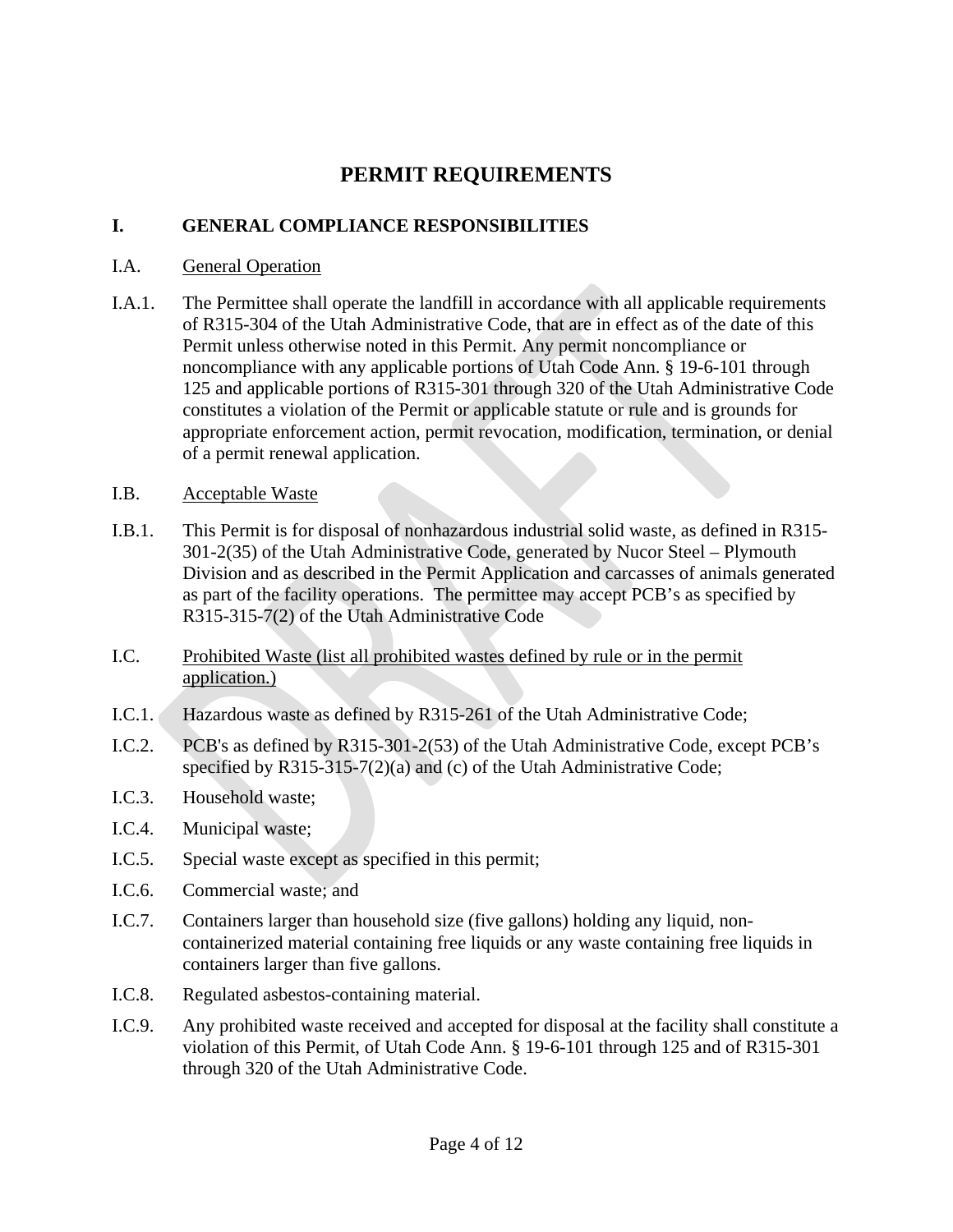# PERMIT REQUIREMENTS

## I. GENERAL COMPLIANCE RESPONSIBILITIES

I.A. General Operation

I.A.1. The Permittee shall operate the landfill in accordance with all applicable requirements of R315-304 of the Utah Administrative Code, that are in effect as of the date of this Permit unless otherwise noted in this Permit. Any permit noncompliance or noncompliance with any applicable portions of Utah Code Ann. § 19-6-101 through 125 and applicable portions of R315-301 through 320 of the Utah Administrative Code constitutes a violation of the Permit or applicable statute or rule and is grounds for appropriate enforcement action, permit revocation, modification, termination, or denial of a permit renewal application.

I.B. Acceptable Waste

I.B.1. This Permit is for disposal of nonhazardous industrial solid waste, as defined in R315-301-2(35) of the Utah Administrative Code, generated by Nucor Steel – Plymouth Division and as described in the Permit Application and carcasses of animals generated as part of the facility operations. The permittee may accept PCB's as specified by R315-315-7(2) of the Utah Administrative Code

I.C. Prohibited Waste (list all prohibited wastes defined by rule or in the permit application.)

I.C.1. Hazardous waste as defined by R315-261 of the Utah Administrative Code;

I.C.2. PCB's as defined by R315-301-2(53) of the Utah Administrative Code, except PCB's specified by R315-315-7(2)(a) and (c) of the Utah Administrative Code;

I.C.3. Household waste;

I.C.4. Municipal waste;

I.C.5. Special waste except as specified in this permit;

I.C.6. Commercial waste; and

I.C.7. Containers larger than household size (five gallons) holding any liquid, non-containerized material containing free liquids or any waste containing free liquids in containers larger than five gallons.

I.C.8. Regulated asbestos-containing material.

I.C.9. Any prohibited waste received and accepted for disposal at the facility shall constitute a violation of this Permit, of Utah Code Ann. § 19-6-101 through 125 and of R315-301 through 320 of the Utah Administrative Code.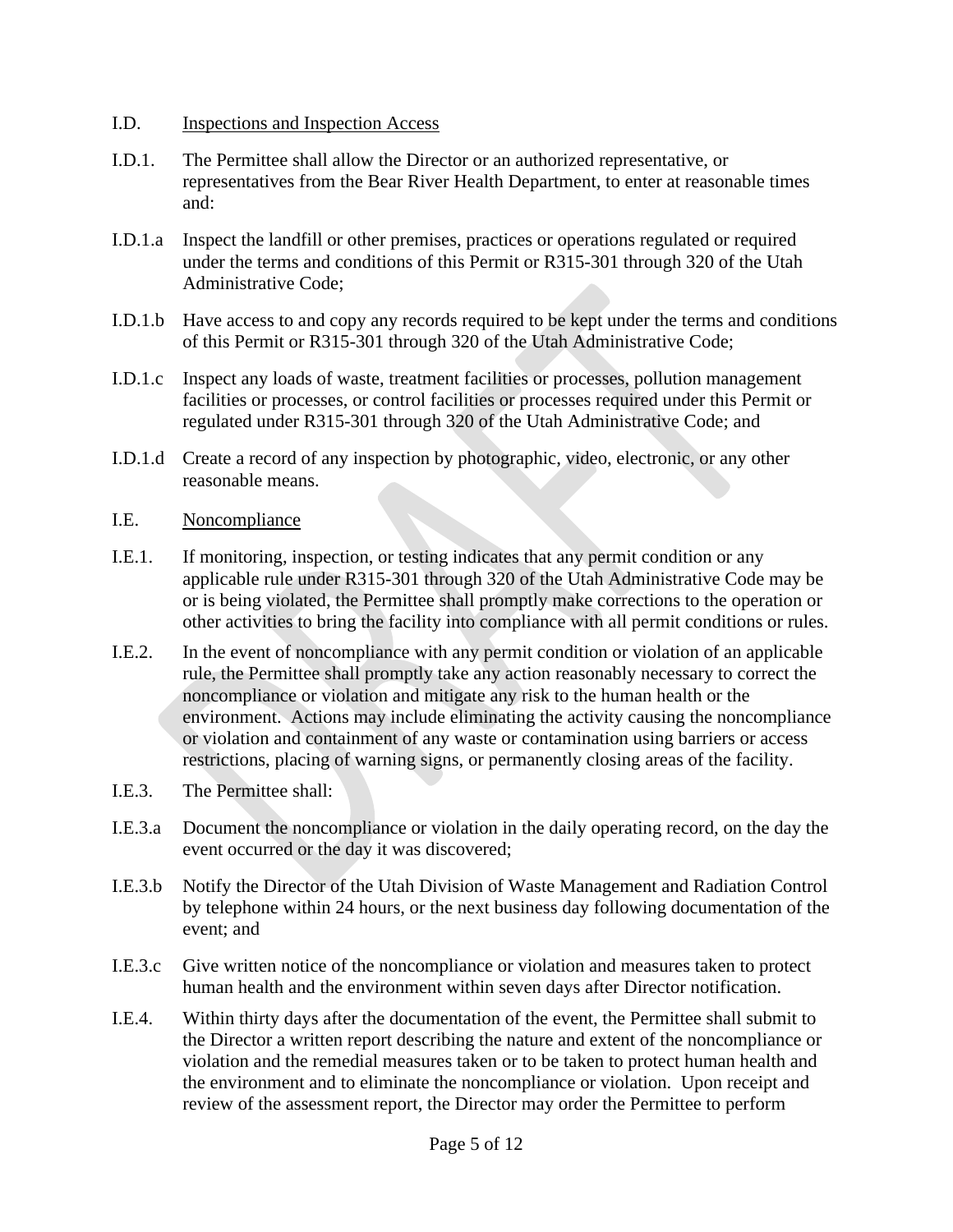I.D. <u>Inspections and Inspection Access</u>

I.D.1. The Permittee shall allow the Director or an authorized representative, or representatives from the Bear River Health Department, to enter at reasonable times and:

I.D.1.a Inspect the landfill or other premises, practices or operations regulated or required under the terms and conditions of this Permit or R315-301 through 320 of the Utah Administrative Code;

I.D.1.b Have access to and copy any records required to be kept under the terms and conditions of this Permit or R315-301 through 320 of the Utah Administrative Code;

I.D.1.c Inspect any loads of waste, treatment facilities or processes, pollution management facilities or processes, or control facilities or processes required under this Permit or regulated under R315-301 through 320 of the Utah Administrative Code; and

I.D.1.d Create a record of any inspection by photographic, video, electronic, or any other reasonable means.

I.E. <u>Noncompliance</u>

I.E.1. If monitoring, inspection, or testing indicates that any permit condition or any applicable rule under R315-301 through 320 of the Utah Administrative Code may be or is being violated, the Permittee shall promptly make corrections to the operation or other activities to bring the facility into compliance with all permit conditions or rules.

I.E.2. In the event of noncompliance with any permit condition or violation of an applicable rule, the Permittee shall promptly take any action reasonably necessary to correct the noncompliance or violation and mitigate any risk to the human health or the environment. Actions may include eliminating the activity causing the noncompliance or violation and containment of any waste or contamination using barriers or access restrictions, placing of warning signs, or permanently closing areas of the facility.

I.E.3. The Permittee shall:

I.E.3.a Document the noncompliance or violation in the daily operating record, on the day the event occurred or the day it was discovered;

I.E.3.b Notify the Director of the Utah Division of Waste Management and Radiation Control by telephone within 24 hours, or the next business day following documentation of the event; and

I.E.3.c Give written notice of the noncompliance or violation and measures taken to protect human health and the environment within seven days after Director notification.

I.E.4. Within thirty days after the documentation of the event, the Permittee shall submit to the Director a written report describing the nature and extent of the noncompliance or violation and the remedial measures taken or to be taken to protect human health and the environment and to eliminate the noncompliance or violation. Upon receipt and review of the assessment report, the Director may order the Permittee to perform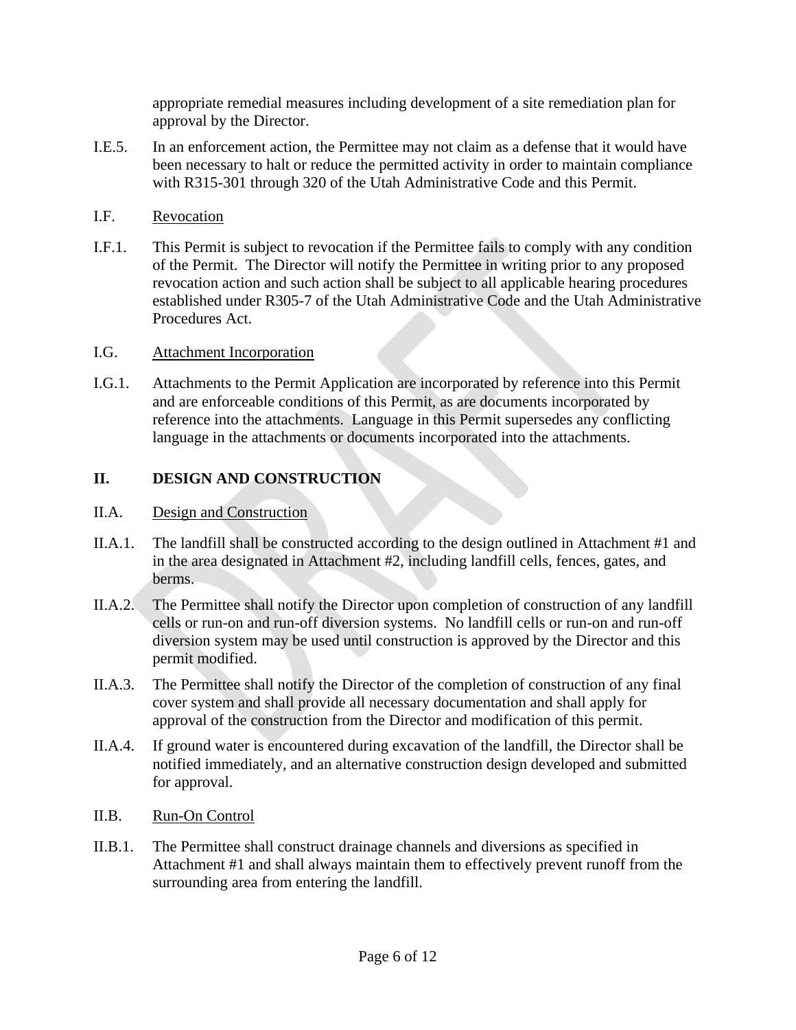appropriate remedial measures including development of a site remediation plan for approval by the Director.

I.E.5. In an enforcement action, the Permittee may not claim as a defense that it would have been necessary to halt or reduce the permitted activity in order to maintain compliance with R315-301 through 320 of the Utah Administrative Code and this Permit.

I.F. Revocation

I.F.1. This Permit is subject to revocation if the Permittee fails to comply with any condition of the Permit. The Director will notify the Permittee in writing prior to any proposed revocation action and such action shall be subject to all applicable hearing procedures established under R305-7 of the Utah Administrative Code and the Utah Administrative Procedures Act.

I.G. Attachment Incorporation

I.G.1. Attachments to the Permit Application are incorporated by reference into this Permit and are enforceable conditions of this Permit, as are documents incorporated by reference into the attachments. Language in this Permit supersedes any conflicting language in the attachments or documents incorporated into the attachments.

## II. DESIGN AND CONSTRUCTION

II.A. Design and Construction

II.A.1. The landfill shall be constructed according to the design outlined in Attachment #1 and in the area designated in Attachment #2, including landfill cells, fences, gates, and berms.

II.A.2. The Permittee shall notify the Director upon completion of construction of any landfill cells or run-on and run-off diversion systems. No landfill cells or run-on and run-off diversion system may be used until construction is approved by the Director and this permit modified.

II.A.3. The Permittee shall notify the Director of the completion of construction of any final cover system and shall provide all necessary documentation and shall apply for approval of the construction from the Director and modification of this permit.

II.A.4. If ground water is encountered during excavation of the landfill, the Director shall be notified immediately, and an alternative construction design developed and submitted for approval.

II.B. Run-On Control

II.B.1. The Permittee shall construct drainage channels and diversions as specified in Attachment #1 and shall always maintain them to effectively prevent runoff from the surrounding area from entering the landfill.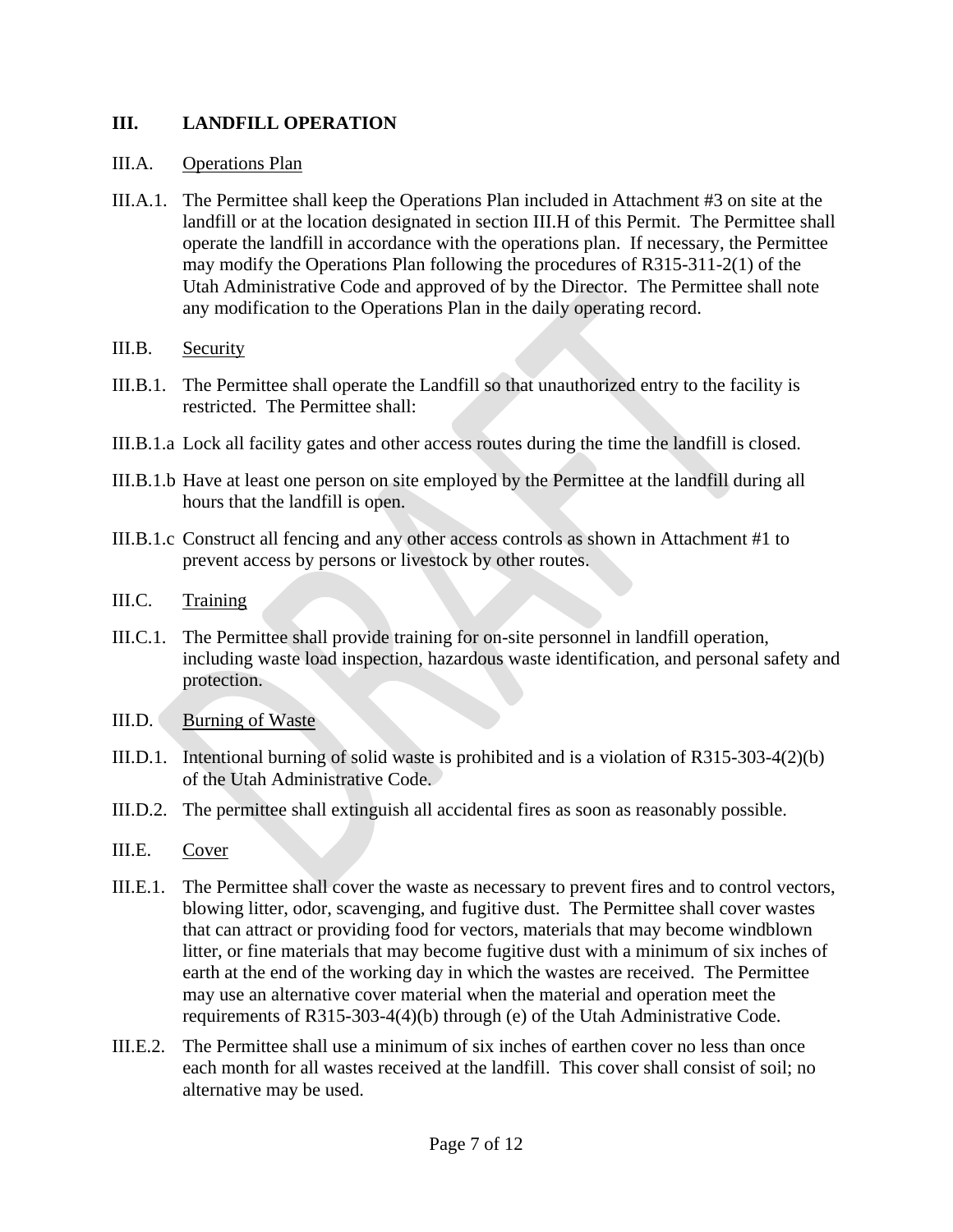## III. LANDFILL OPERATION

III.A. Operations Plan

III.A.1. The Permittee shall keep the Operations Plan included in Attachment #3 on site at the landfill or at the location designated in section III.H of this Permit. The Permittee shall operate the landfill in accordance with the operations plan. If necessary, the Permittee may modify the Operations Plan following the procedures of R315-311-2(1) of the Utah Administrative Code and approved of by the Director. The Permittee shall note any modification to the Operations Plan in the daily operating record.

III.B. Security

III.B.1. The Permittee shall operate the Landfill so that unauthorized entry to the facility is restricted. The Permittee shall:

III.B.1.a Lock all facility gates and other access routes during the time the landfill is closed.

III.B.1.b Have at least one person on site employed by the Permittee at the landfill during all hours that the landfill is open.

III.B.1.c Construct all fencing and any other access controls as shown in Attachment #1 to prevent access by persons or livestock by other routes.

III.C. Training

III.C.1. The Permittee shall provide training for on-site personnel in landfill operation, including waste load inspection, hazardous waste identification, and personal safety and protection.

III.D. Burning of Waste

III.D.1. Intentional burning of solid waste is prohibited and is a violation of R315-303-4(2)(b) of the Utah Administrative Code.

III.D.2. The permittee shall extinguish all accidental fires as soon as reasonably possible.

III.E. Cover

III.E.1. The Permittee shall cover the waste as necessary to prevent fires and to control vectors, blowing litter, odor, scavenging, and fugitive dust. The Permittee shall cover wastes that can attract or providing food for vectors, materials that may become windblown litter, or fine materials that may become fugitive dust with a minimum of six inches of earth at the end of the working day in which the wastes are received. The Permittee may use an alternative cover material when the material and operation meet the requirements of R315-303-4(4)(b) through (e) of the Utah Administrative Code.

III.E.2. The Permittee shall use a minimum of six inches of earthen cover no less than once each month for all wastes received at the landfill. This cover shall consist of soil; no alternative may be used.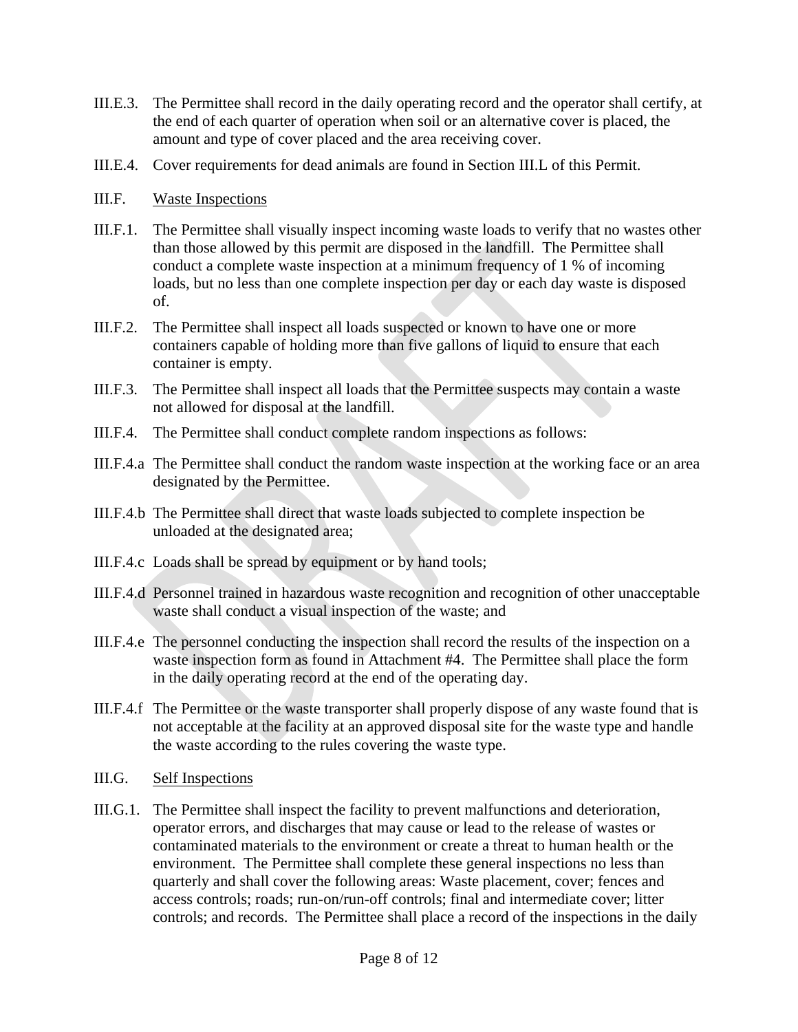III.E.3. The Permittee shall record in the daily operating record and the operator shall certify, at the end of each quarter of operation when soil or an alternative cover is placed, the amount and type of cover placed and the area receiving cover.

III.E.4. Cover requirements for dead animals are found in Section III.L of this Permit.

III.F. <u>Waste Inspections</u>

III.F.1. The Permittee shall visually inspect incoming waste loads to verify that no wastes other than those allowed by this permit are disposed in the landfill. The Permittee shall conduct a complete waste inspection at a minimum frequency of 1 % of incoming loads, but no less than one complete inspection per day or each day waste is disposed of.

III.F.2. The Permittee shall inspect all loads suspected or known to have one or more containers capable of holding more than five gallons of liquid to ensure that each container is empty.

III.F.3. The Permittee shall inspect all loads that the Permittee suspects may contain a waste not allowed for disposal at the landfill.

III.F.4. The Permittee shall conduct complete random inspections as follows:

III.F.4.a The Permittee shall conduct the random waste inspection at the working face or an area designated by the Permittee.

III.F.4.b The Permittee shall direct that waste loads subjected to complete inspection be unloaded at the designated area;

III.F.4.c Loads shall be spread by equipment or by hand tools;

III.F.4.d Personnel trained in hazardous waste recognition and recognition of other unacceptable waste shall conduct a visual inspection of the waste; and

III.F.4.e The personnel conducting the inspection shall record the results of the inspection on a waste inspection form as found in Attachment #4. The Permittee shall place the form in the daily operating record at the end of the operating day.

III.F.4.f The Permittee or the waste transporter shall properly dispose of any waste found that is not acceptable at the facility at an approved disposal site for the waste type and handle the waste according to the rules covering the waste type.

III.G. <u>Self Inspections</u>

III.G.1. The Permittee shall inspect the facility to prevent malfunctions and deterioration, operator errors, and discharges that may cause or lead to the release of wastes or contaminated materials to the environment or create a threat to human health or the environment. The Permittee shall complete these general inspections no less than quarterly and shall cover the following areas: Waste placement, cover; fences and access controls; roads; run-on/run-off controls; final and intermediate cover; litter controls; and records. The Permittee shall place a record of the inspections in the daily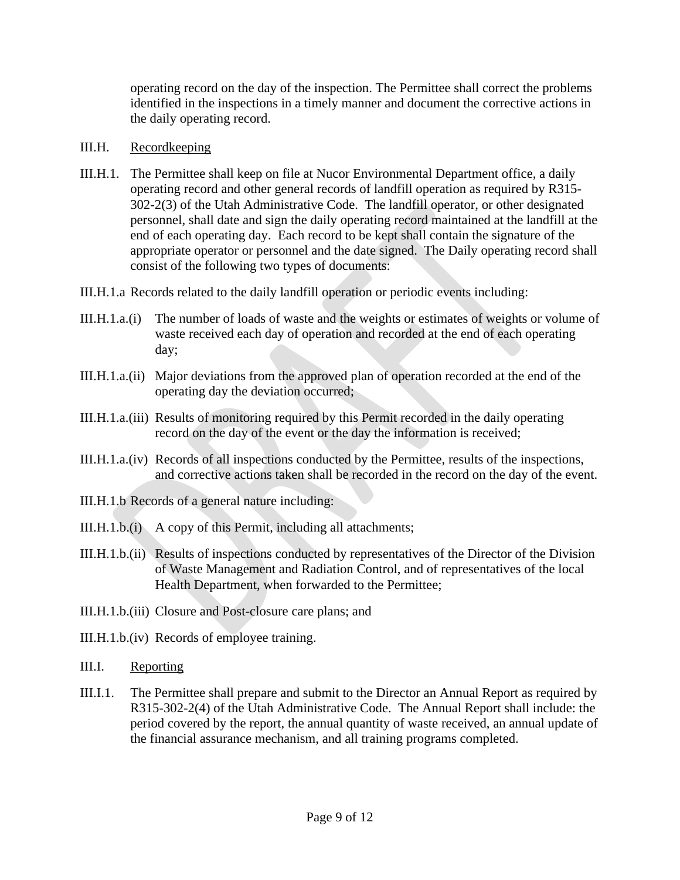operating record on the day of the inspection. The Permittee shall correct the problems identified in the inspections in a timely manner and document the corrective actions in the daily operating record.

III.H. Recordkeeping

III.H.1. The Permittee shall keep on file at Nucor Environmental Department office, a daily operating record and other general records of landfill operation as required by R315-302-2(3) of the Utah Administrative Code. The landfill operator, or other designated personnel, shall date and sign the daily operating record maintained at the landfill at the end of each operating day. Each record to be kept shall contain the signature of the appropriate operator or personnel and the date signed. The Daily operating record shall consist of the following two types of documents:

III.H.1.a Records related to the daily landfill operation or periodic events including:

III.H.1.a.(i) The number of loads of waste and the weights or estimates of weights or volume of waste received each day of operation and recorded at the end of each operating day;

III.H.1.a.(ii) Major deviations from the approved plan of operation recorded at the end of the operating day the deviation occurred;

III.H.1.a.(iii) Results of monitoring required by this Permit recorded in the daily operating record on the day of the event or the day the information is received;

III.H.1.a.(iv) Records of all inspections conducted by the Permittee, results of the inspections, and corrective actions taken shall be recorded in the record on the day of the event.

III.H.1.b Records of a general nature including:

III.H.1.b.(i) A copy of this Permit, including all attachments;

III.H.1.b.(ii) Results of inspections conducted by representatives of the Director of the Division of Waste Management and Radiation Control, and of representatives of the local Health Department, when forwarded to the Permittee;

III.H.1.b.(iii) Closure and Post-closure care plans; and

III.H.1.b.(iv) Records of employee training.

III.I. Reporting

III.I.1. The Permittee shall prepare and submit to the Director an Annual Report as required by R315-302-2(4) of the Utah Administrative Code. The Annual Report shall include: the period covered by the report, the annual quantity of waste received, an annual update of the financial assurance mechanism, and all training programs completed.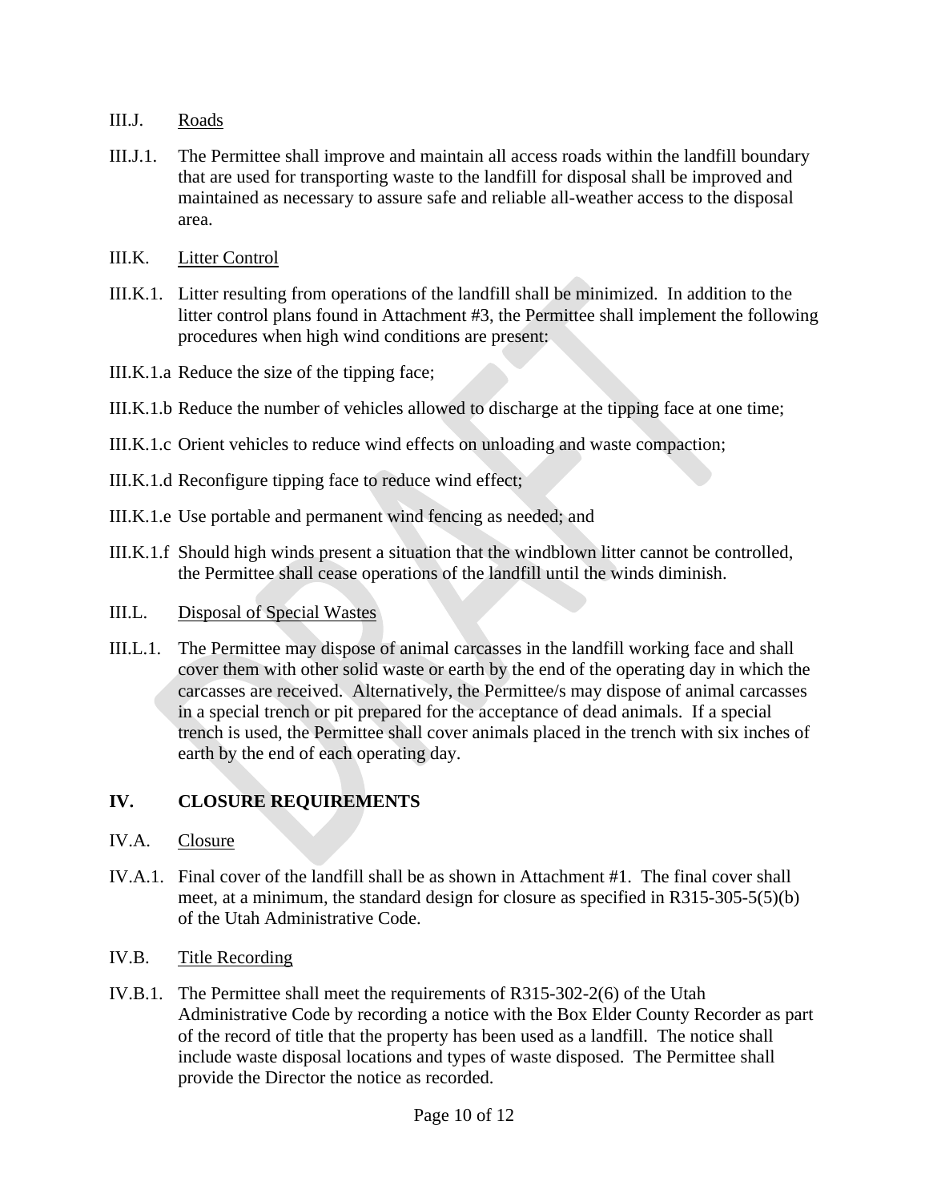III.J. Roads

III.J.1. The Permittee shall improve and maintain all access roads within the landfill boundary that are used for transporting waste to the landfill for disposal shall be improved and maintained as necessary to assure safe and reliable all-weather access to the disposal area.

III.K. Litter Control

III.K.1. Litter resulting from operations of the landfill shall be minimized. In addition to the litter control plans found in Attachment #3, the Permittee shall implement the following procedures when high wind conditions are present:

III.K.1.a Reduce the size of the tipping face;

III.K.1.b Reduce the number of vehicles allowed to discharge at the tipping face at one time;

III.K.1.c Orient vehicles to reduce wind effects on unloading and waste compaction;

III.K.1.d Reconfigure tipping face to reduce wind effect;

III.K.1.e Use portable and permanent wind fencing as needed; and

III.K.1.f Should high winds present a situation that the windblown litter cannot be controlled, the Permittee shall cease operations of the landfill until the winds diminish.

III.L. Disposal of Special Wastes

III.L.1. The Permittee may dispose of animal carcasses in the landfill working face and shall cover them with other solid waste or earth by the end of the operating day in which the carcasses are received. Alternatively, the Permittee/s may dispose of animal carcasses in a special trench or pit prepared for the acceptance of dead animals. If a special trench is used, the Permittee shall cover animals placed in the trench with six inches of earth by the end of each operating day.

## IV. CLOSURE REQUIREMENTS

IV.A. Closure

IV.A.1. Final cover of the landfill shall be as shown in Attachment #1. The final cover shall meet, at a minimum, the standard design for closure as specified in R315-305-5(5)(b) of the Utah Administrative Code.

IV.B. Title Recording

IV.B.1. The Permittee shall meet the requirements of R315-302-2(6) of the Utah Administrative Code by recording a notice with the Box Elder County Recorder as part of the record of title that the property has been used as a landfill. The notice shall include waste disposal locations and types of waste disposed. The Permittee shall provide the Director the notice as recorded.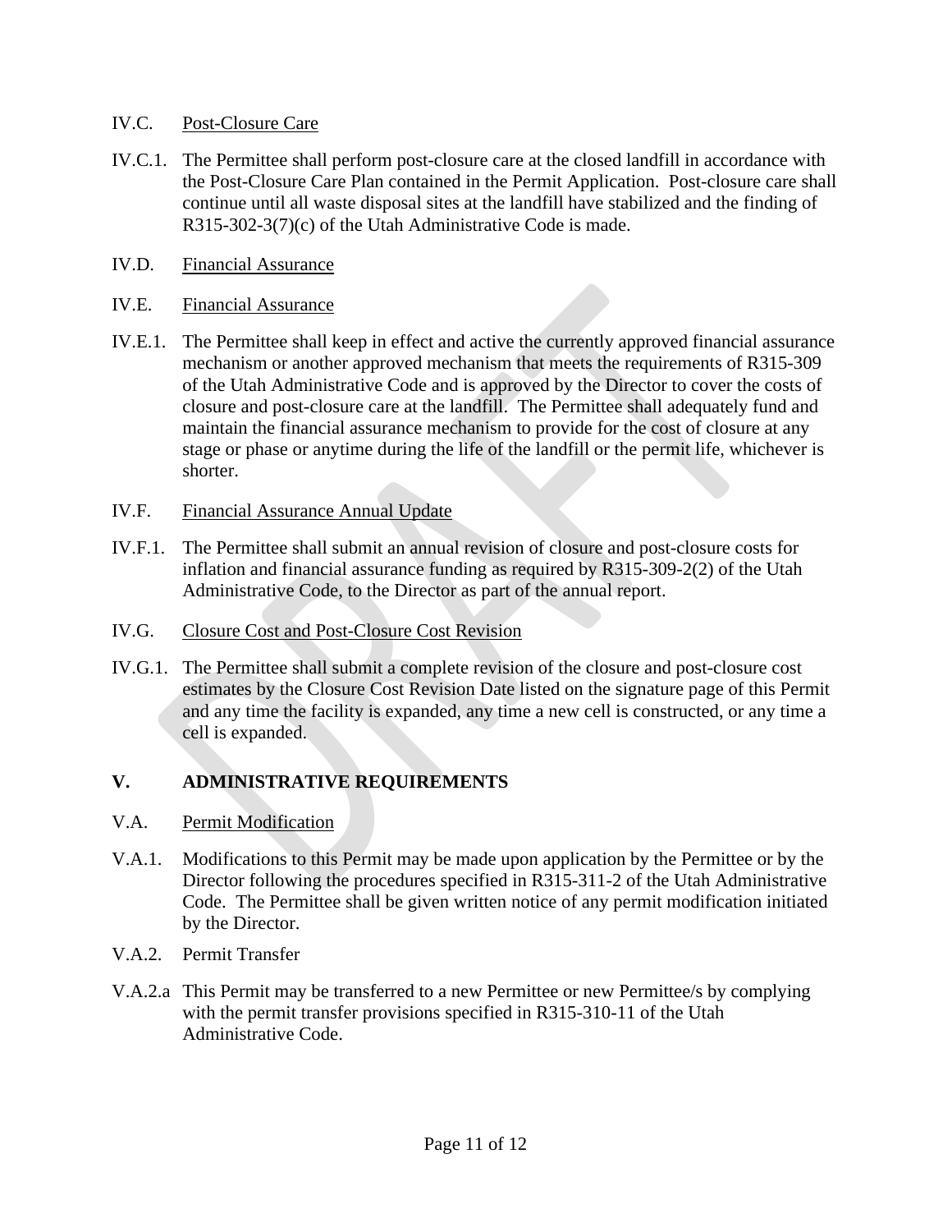IV.C. Post-Closure Care

IV.C.1. The Permittee shall perform post-closure care at the closed landfill in accordance with the Post-Closure Care Plan contained in the Permit Application. Post-closure care shall continue until all waste disposal sites at the landfill have stabilized and the finding of R315-302-3(7)(c) of the Utah Administrative Code is made.

IV.D. Financial Assurance

IV.E. Financial Assurance

IV.E.1. The Permittee shall keep in effect and active the currently approved financial assurance mechanism or another approved mechanism that meets the requirements of R315-309 of the Utah Administrative Code and is approved by the Director to cover the costs of closure and post-closure care at the landfill. The Permittee shall adequately fund and maintain the financial assurance mechanism to provide for the cost of closure at any stage or phase or anytime during the life of the landfill or the permit life, whichever is shorter.

IV.F. Financial Assurance Annual Update

IV.F.1. The Permittee shall submit an annual revision of closure and post-closure costs for inflation and financial assurance funding as required by R315-309-2(2) of the Utah Administrative Code, to the Director as part of the annual report.

IV.G. Closure Cost and Post-Closure Cost Revision

IV.G.1. The Permittee shall submit a complete revision of the closure and post-closure cost estimates by the Closure Cost Revision Date listed on the signature page of this Permit and any time the facility is expanded, any time a new cell is constructed, or any time a cell is expanded.

## V. ADMINISTRATIVE REQUIREMENTS

V.A. Permit Modification

V.A.1. Modifications to this Permit may be made upon application by the Permittee or by the Director following the procedures specified in R315-311-2 of the Utah Administrative Code. The Permittee shall be given written notice of any permit modification initiated by the Director.

V.A.2. Permit Transfer

V.A.2.a This Permit may be transferred to a new Permittee or new Permittee/s by complying with the permit transfer provisions specified in R315-310-11 of the Utah Administrative Code.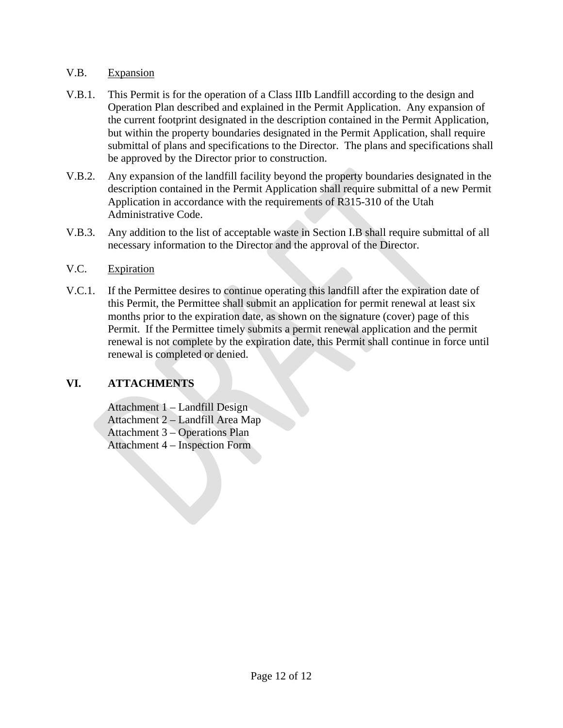V.B. Expansion

V.B.1. This Permit is for the operation of a Class IIIb Landfill according to the design and Operation Plan described and explained in the Permit Application. Any expansion of the current footprint designated in the description contained in the Permit Application, but within the property boundaries designated in the Permit Application, shall require submittal of plans and specifications to the Director. The plans and specifications shall be approved by the Director prior to construction.

V.B.2. Any expansion of the landfill facility beyond the property boundaries designated in the description contained in the Permit Application shall require submittal of a new Permit Application in accordance with the requirements of R315-310 of the Utah Administrative Code.

V.B.3. Any addition to the list of acceptable waste in Section I.B shall require submittal of all necessary information to the Director and the approval of the Director.

V.C. Expiration

V.C.1. If the Permittee desires to continue operating this landfill after the expiration date of this Permit, the Permittee shall submit an application for permit renewal at least six months prior to the expiration date, as shown on the signature (cover) page of this Permit. If the Permittee timely submits a permit renewal application and the permit renewal is not complete by the expiration date, this Permit shall continue in force until renewal is completed or denied.

## VI. ATTACHMENTS

Attachment 1 – Landfill Design
Attachment 2 – Landfill Area Map
Attachment 3 – Operations Plan
Attachment 4 – Inspection Form